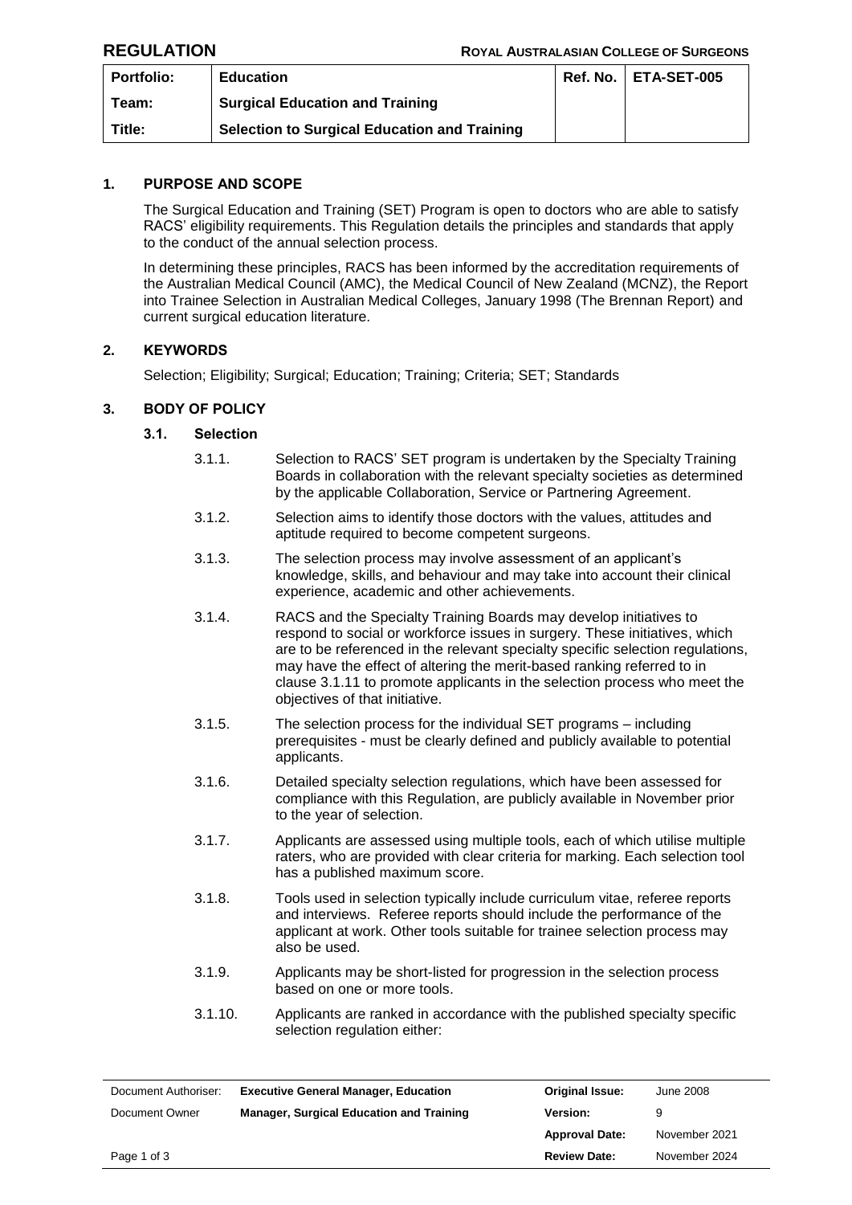**REGULATION** | **ROYAL AUSTRALASIAN COLLEGE OF SURGEONS**

| Portfolio: | Education | Ref. No. | ETA-SET-005 |
|---|---|---|---|
| Team: | Surgical Education and Training | | |
| Title: | Selection to Surgical Education and Training | | |

## 1. PURPOSE AND SCOPE

The Surgical Education and Training (SET) Program is open to doctors who are able to satisfy RACS' eligibility requirements. This Regulation details the principles and standards that apply to the conduct of the annual selection process.

In determining these principles, RACS has been informed by the accreditation requirements of the Australian Medical Council (AMC), the Medical Council of New Zealand (MCNZ), the Report into Trainee Selection in Australian Medical Colleges, January 1998 (The Brennan Report) and current surgical education literature.

## 2. KEYWORDS

Selection; Eligibility; Surgical; Education; Training; Criteria; SET; Standards

## 3. BODY OF POLICY

### 3.1. Selection

3.1.1. Selection to RACS' SET program is undertaken by the Specialty Training Boards in collaboration with the relevant specialty societies as determined by the applicable Collaboration, Service or Partnering Agreement.

3.1.2. Selection aims to identify those doctors with the values, attitudes and aptitude required to become competent surgeons.

3.1.3. The selection process may involve assessment of an applicant's knowledge, skills, and behaviour and may take into account their clinical experience, academic and other achievements.

3.1.4. RACS and the Specialty Training Boards may develop initiatives to respond to social or workforce issues in surgery. These initiatives, which are to be referenced in the relevant specialty specific selection regulations, may have the effect of altering the merit-based ranking referred to in clause 3.1.11 to promote applicants in the selection process who meet the objectives of that initiative.

3.1.5. The selection process for the individual SET programs – including prerequisites - must be clearly defined and publicly available to potential applicants.

3.1.6. Detailed specialty selection regulations, which have been assessed for compliance with this Regulation, are publicly available in November prior to the year of selection.

3.1.7. Applicants are assessed using multiple tools, each of which utilise multiple raters, who are provided with clear criteria for marking. Each selection tool has a published maximum score.

3.1.8. Tools used in selection typically include curriculum vitae, referee reports and interviews. Referee reports should include the performance of the applicant at work. Other tools suitable for trainee selection process may also be used.

3.1.9. Applicants may be short-listed for progression in the selection process based on one or more tools.

3.1.10. Applicants are ranked in accordance with the published specialty specific selection regulation either:

| Document Authoriser: | Executive General Manager, Education | Original Issue: | June 2008 |
|---|---|---|---|
| Document Owner | Manager, Surgical Education and Training | Version: | 9 |
| | | Approval Date: | November 2021 |
| | | Review Date: | November 2024 |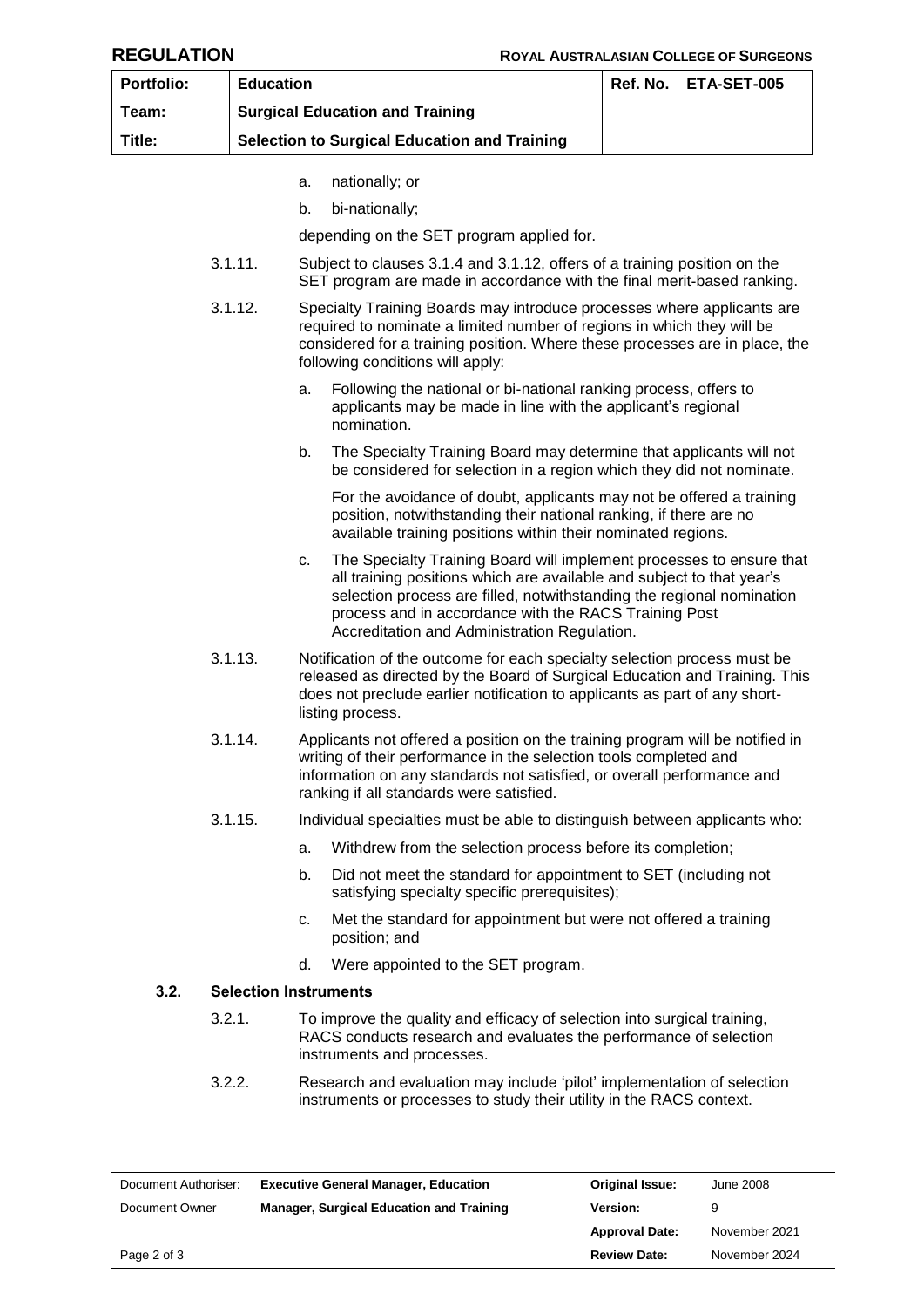a. nationally; or

b. bi-nationally;

depending on the SET program applied for.

3.1.11. Subject to clauses 3.1.4 and 3.1.12, offers of a training position on the SET program are made in accordance with the final merit-based ranking.

3.1.12. Specialty Training Boards may introduce processes where applicants are required to nominate a limited number of regions in which they will be considered for a training position. Where these processes are in place, the following conditions will apply:

a. Following the national or bi-national ranking process, offers to applicants may be made in line with the applicant's regional nomination.

b. The Specialty Training Board may determine that applicants will not be considered for selection in a region which they did not nominate.

For the avoidance of doubt, applicants may not be offered a training position, notwithstanding their national ranking, if there are no available training positions within their nominated regions.

c. The Specialty Training Board will implement processes to ensure that all training positions which are available and subject to that year's selection process are filled, notwithstanding the regional nomination process and in accordance with the RACS Training Post Accreditation and Administration Regulation.

3.1.13. Notification of the outcome for each specialty selection process must be released as directed by the Board of Surgical Education and Training. This does not preclude earlier notification to applicants as part of any short-listing process.

3.1.14. Applicants not offered a position on the training program will be notified in writing of their performance in the selection tools completed and information on any standards not satisfied, or overall performance and ranking if all standards were satisfied.

3.1.15. Individual specialties must be able to distinguish between applicants who:

a. Withdrew from the selection process before its completion;

b. Did not meet the standard for appointment to SET (including not satisfying specialty specific prerequisites);

c. Met the standard for appointment but were not offered a training position; and

d. Were appointed to the SET program.

### 3.2. Selection Instruments

3.2.1. To improve the quality and efficacy of selection into surgical training, RACS conducts research and evaluates the performance of selection instruments and processes.

3.2.2. Research and evaluation may include 'pilot' implementation of selection instruments or processes to study their utility in the RACS context.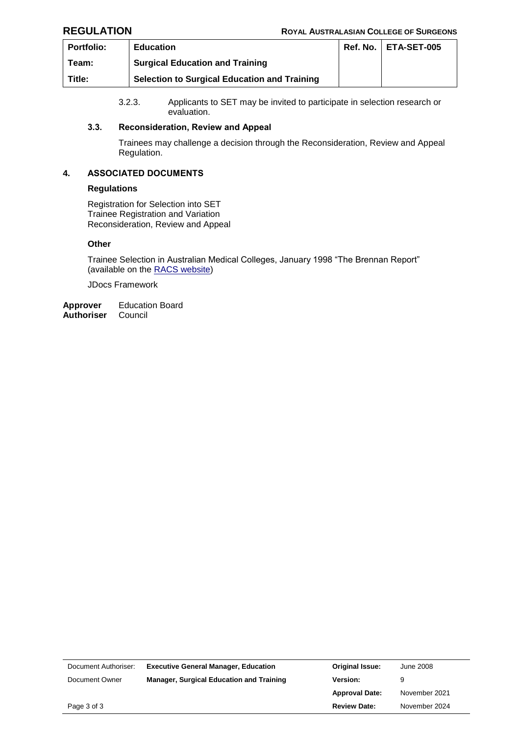3.2.3. Applicants to SET may be invited to participate in selection research or evaluation.

### 3.3. Reconsideration, Review and Appeal

Trainees may challenge a decision through the Reconsideration, Review and Appeal Regulation.

## 4. ASSOCIATED DOCUMENTS

**Regulations**

Registration for Selection into SET
Trainee Registration and Variation
Reconsideration, Review and Appeal

**Other**

Trainee Selection in Australian Medical Colleges, January 1998 "The Brennan Report" (available on the RACS website)

JDocs Framework

**Approver** Education Board
**Authoriser** Council

| | | | |
|---|---|---|---|
| Document Authoriser: | **Executive General Manager, Education** | **Original Issue:** | June 2008 |
| Document Owner | **Manager, Surgical Education and Training** | **Version:** | 9 |
| | | **Approval Date:** | November 2021 |
| | | **Review Date:** | November 2024 |